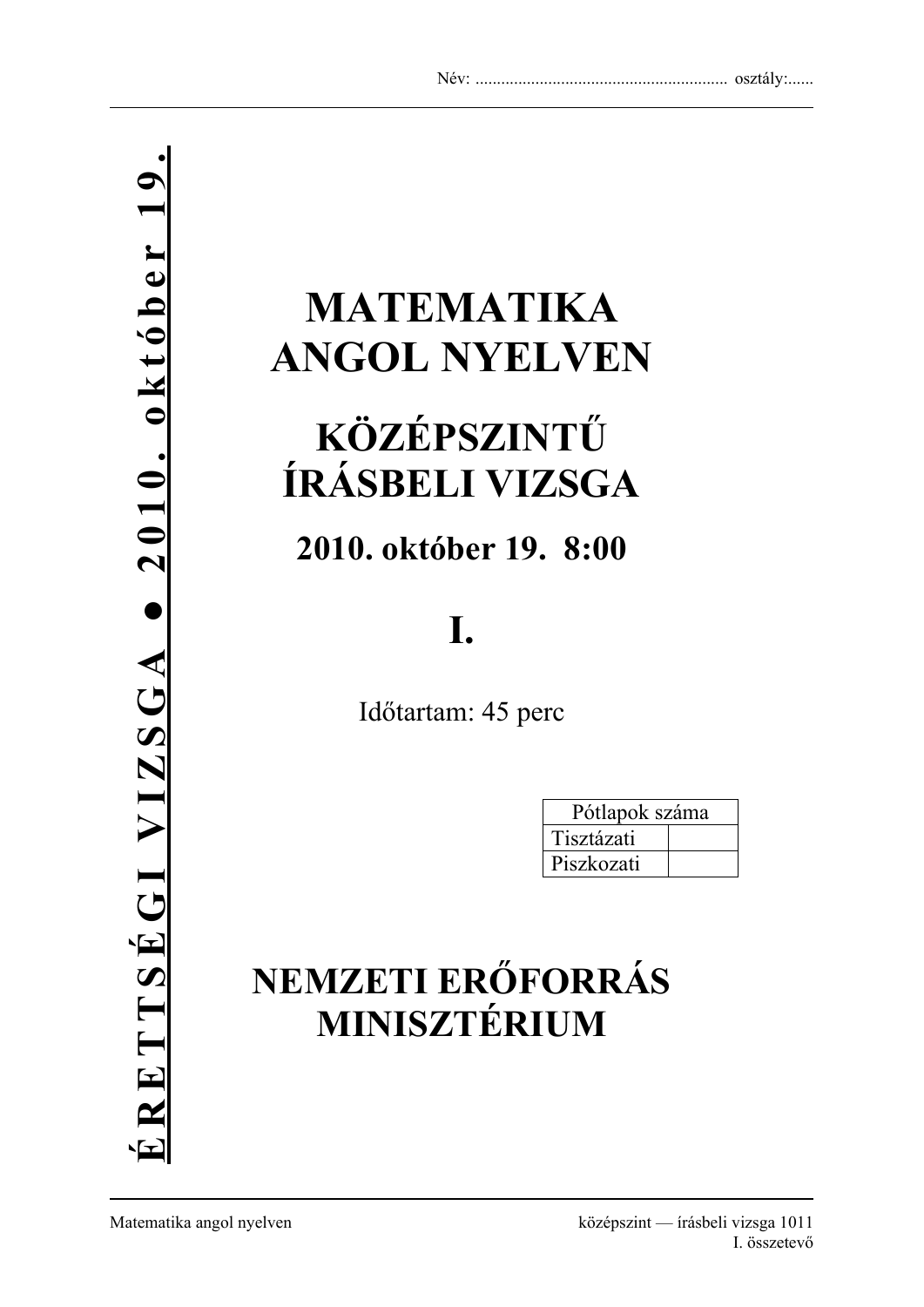Név: ........................................................... osztály:......

**ÉRETTSÉGI VIZSGA • 2010. október 19.**

# MATEMATIKA ANGOL NYELVEN

# KÖZÉPSZINTŰ ÍRÁSBELI VIZSGA

## 2010. október 19. 8:00

# I.

Időtartam: 45 perc

| Pótlapok száma | |
|---|---|
| Tisztázati | |
| Piszkozati | |

# NEMZETI ERŐFORRÁS MINISZTÉRIUM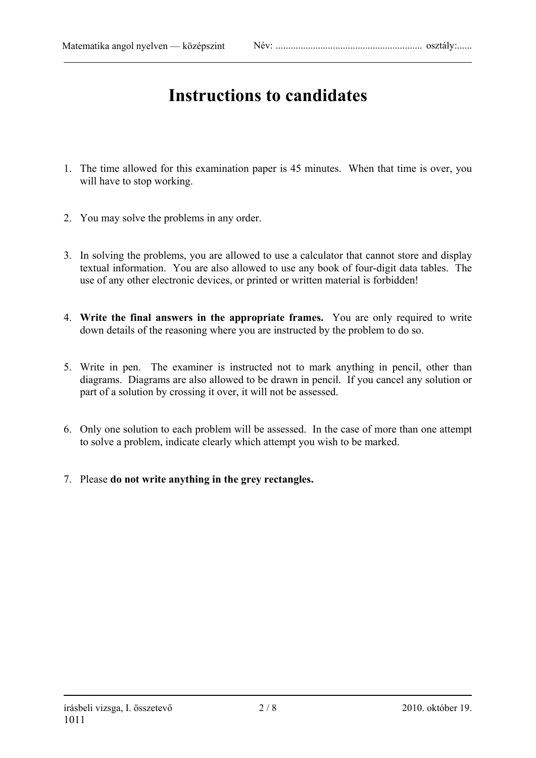# Instructions to candidates

1. The time allowed for this examination paper is 45 minutes. When that time is over, you will have to stop working.

2. You may solve the problems in any order.

3. In solving the problems, you are allowed to use a calculator that cannot store and display textual information. You are also allowed to use any book of four-digit data tables. The use of any other electronic devices, or printed or written material is forbidden!

4. **Write the final answers in the appropriate frames.** You are only required to write down details of the reasoning where you are instructed by the problem to do so.

5. Write in pen. The examiner is instructed not to mark anything in pencil, other than diagrams. Diagrams are also allowed to be drawn in pencil. If you cancel any solution or part of a solution by crossing it over, it will not be assessed.

6. Only one solution to each problem will be assessed. In the case of more than one attempt to solve a problem, indicate clearly which attempt you wish to be marked.

7. Please **do not write anything in the grey rectangles.**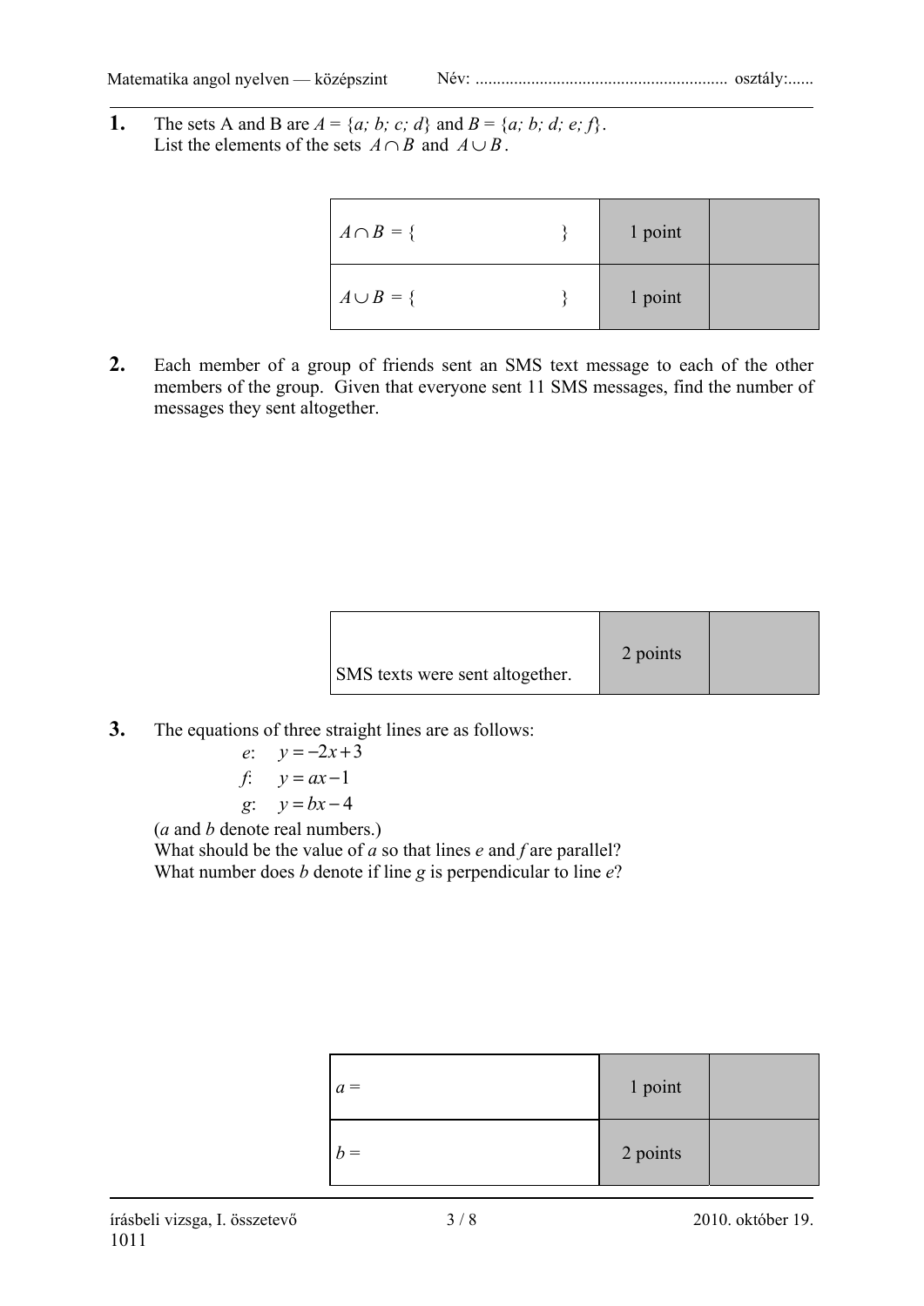**1.** The sets A and B are $A = \{a; b; c; d\}$ and $B = \{a; b; d; e; f\}$.
List the elements of the sets $A \cap B$ and $A \cup B$.

| | | |
|---|---|---|
| $A \cap B = \{ \qquad \}$ | 1 point | |
| $A \cup B = \{ \qquad \}$ | 1 point | |

**2.** Each member of a group of friends sent an SMS text message to each of the other members of the group. Given that everyone sent 11 SMS messages, find the number of messages they sent altogether.

| | | |
|---|---|---|
| SMS texts were sent altogether. | 2 points | |

**3.** The equations of three straight lines are as follows:

$e$: $y = -2x + 3$

$f$: $y = ax - 1$

$g$: $y = bx - 4$

($a$ and $b$ denote real numbers.)
What should be the value of $a$ so that lines $e$ and $f$ are parallel?
What number does $b$ denote if line $g$ is perpendicular to line $e$?

| | | |
|---|---|---|
| $a =$ | 1 point | |
| $b =$ | 2 points | |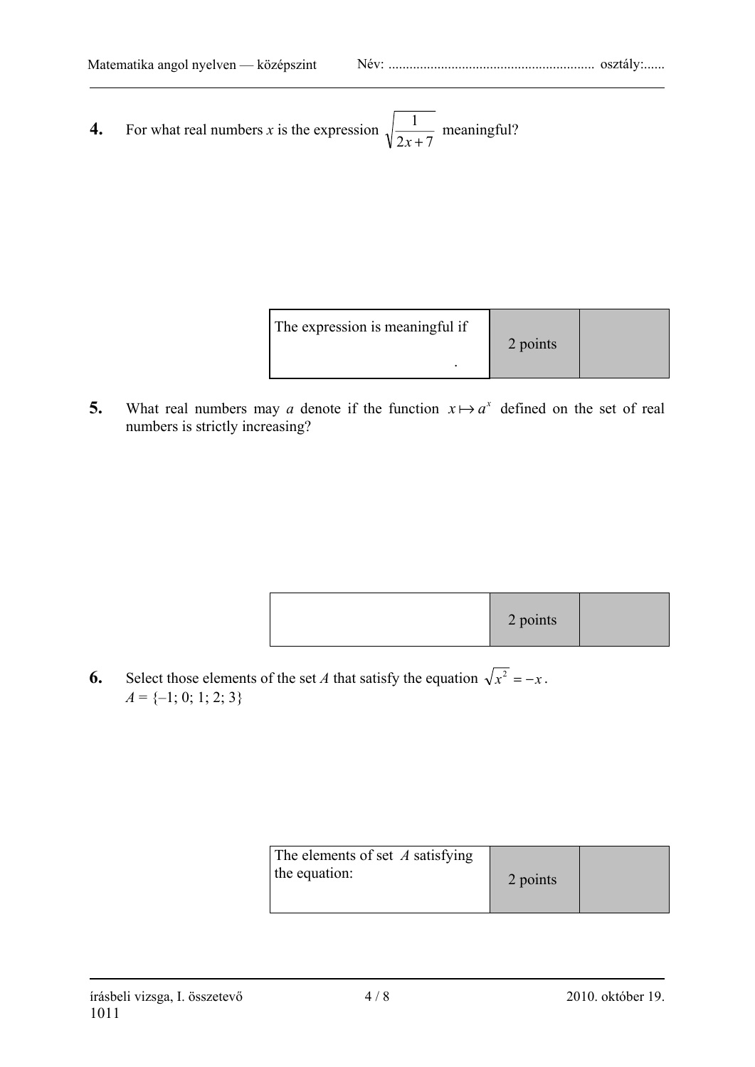**4.** For what real numbers $x$ is the expression $\sqrt{\frac{1}{2x+7}}$ meaningful?

| The expression is meaningful if . | 2 points | |
|---|---|---|

**5.** What real numbers may $a$ denote if the function $x \mapsto a^x$ defined on the set of real numbers is strictly increasing?

| | 2 points | |
|---|---|---|

**6.** Select those elements of the set $A$ that satisfy the equation $\sqrt{x^2} = -x$.
$A = \{-1; 0; 1; 2; 3\}$

| The elements of set $A$ satisfying the equation: | 2 points | |
|---|---|---|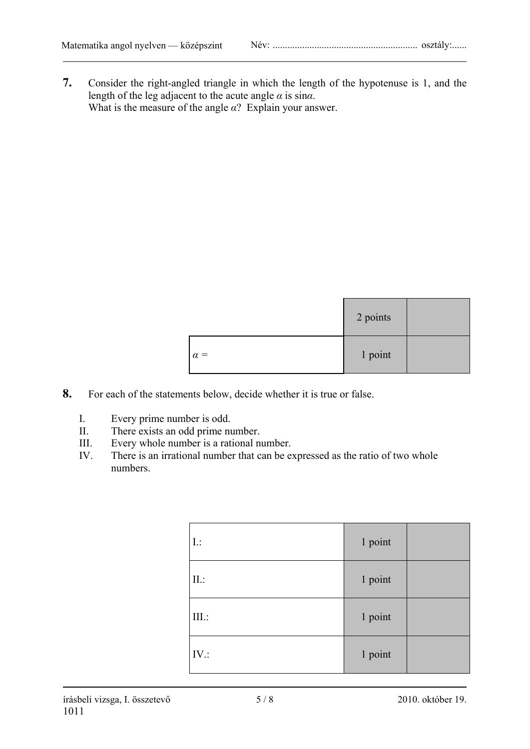**7.** Consider the right-angled triangle in which the length of the hypotenuse is 1, and the length of the leg adjacent to the acute angle $\alpha$ is $\sin\alpha$.
What is the measure of the angle $\alpha$? Explain your answer.

| | 2 points | |
|---|---|---|
| $\alpha$ = | 1 point | |

**8.** For each of the statements below, decide whether it is true or false.

I. Every prime number is odd.
II. There exists an odd prime number.
III. Every whole number is a rational number.
IV. There is an irrational number that can be expressed as the ratio of two whole numbers.

| | | |
|---|---|---|
| I.: | 1 point | |
| II.: | 1 point | |
| III.: | 1 point | |
| IV.: | 1 point | |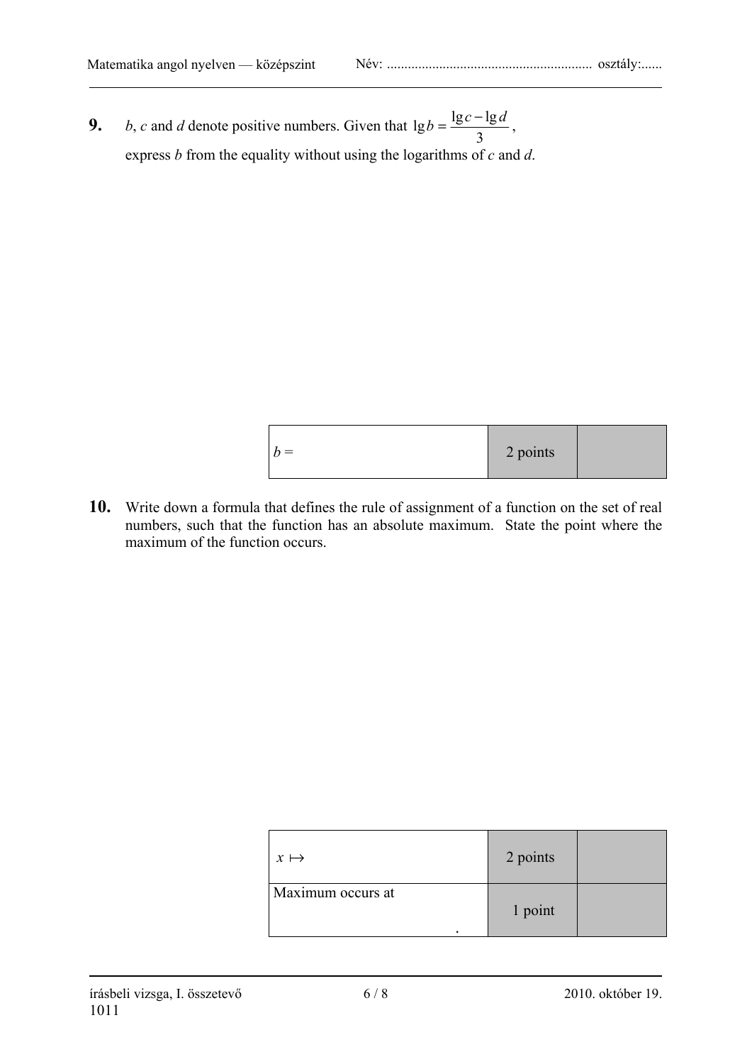**9.** $b$, $c$ and $d$ denote positive numbers. Given that $\lg b = \dfrac{\lg c - \lg d}{3}$,

express $b$ from the equality without using the logarithms of $c$ and $d$.

| $b =$ | 2 points | |
|---|---|---|

**10.** Write down a formula that defines the rule of assignment of a function on the set of real numbers, such that the function has an absolute maximum. State the point where the maximum of the function occurs.

| $x \mapsto$ | 2 points | |
|---|---|---|
| Maximum occurs at . | 1 point | |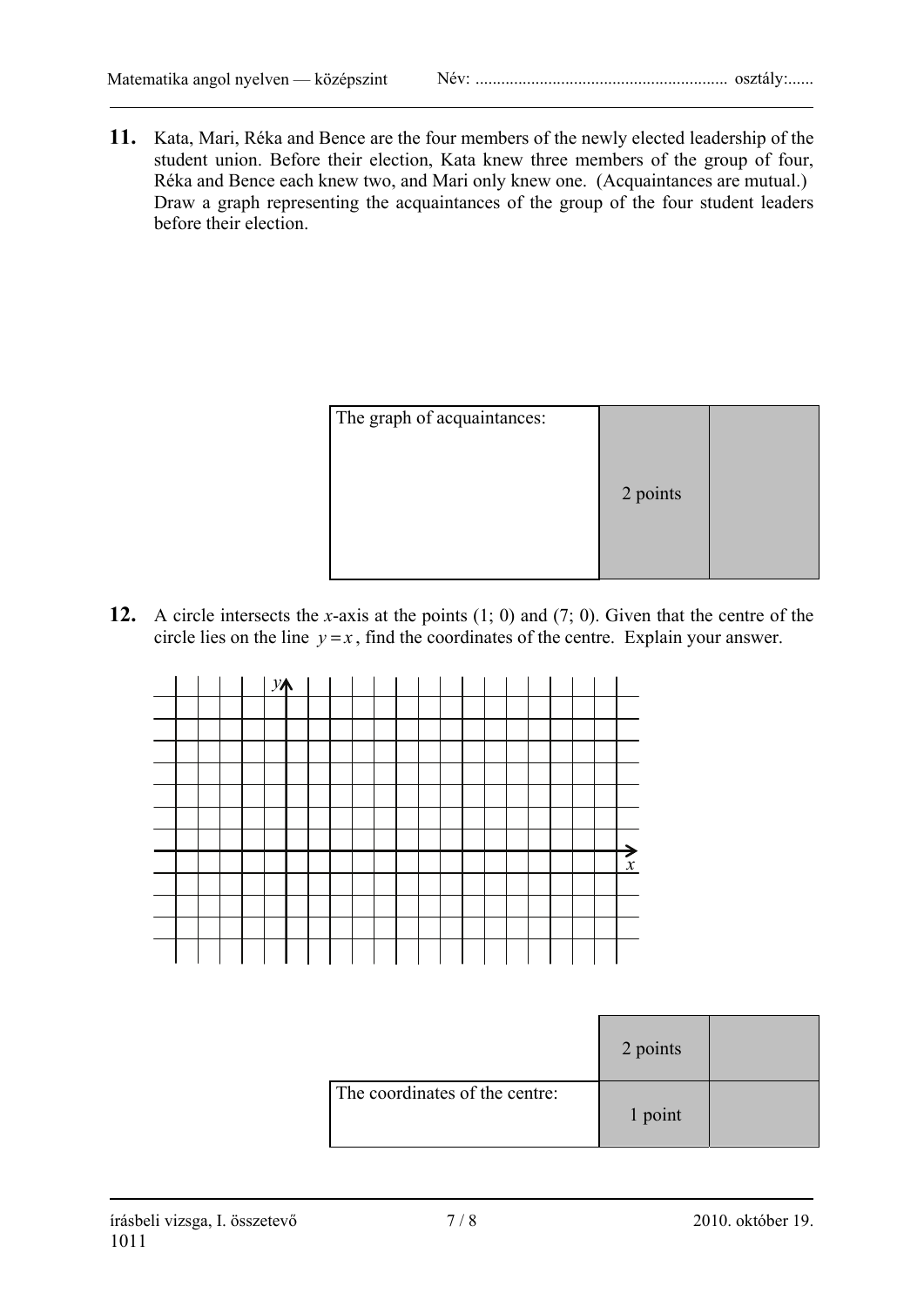**11.** Kata, Mari, Réka and Bence are the four members of the newly elected leadership of the student union. Before their election, Kata knew three members of the group of four, Réka and Bence each knew two, and Mari only knew one. (Acquaintances are mutual.) Draw a graph representing the acquaintances of the group of the four student leaders before their election.

| The graph of acquaintances: | 2 points | |
|---|---|---|

**12.** A circle intersects the *x*-axis at the points (1; 0) and (7; 0). Given that the centre of the circle lies on the line $y = x$, find the coordinates of the centre. Explain your answer.

| | 2 points | |
|---|---|---|
| The coordinates of the centre: | 1 point | |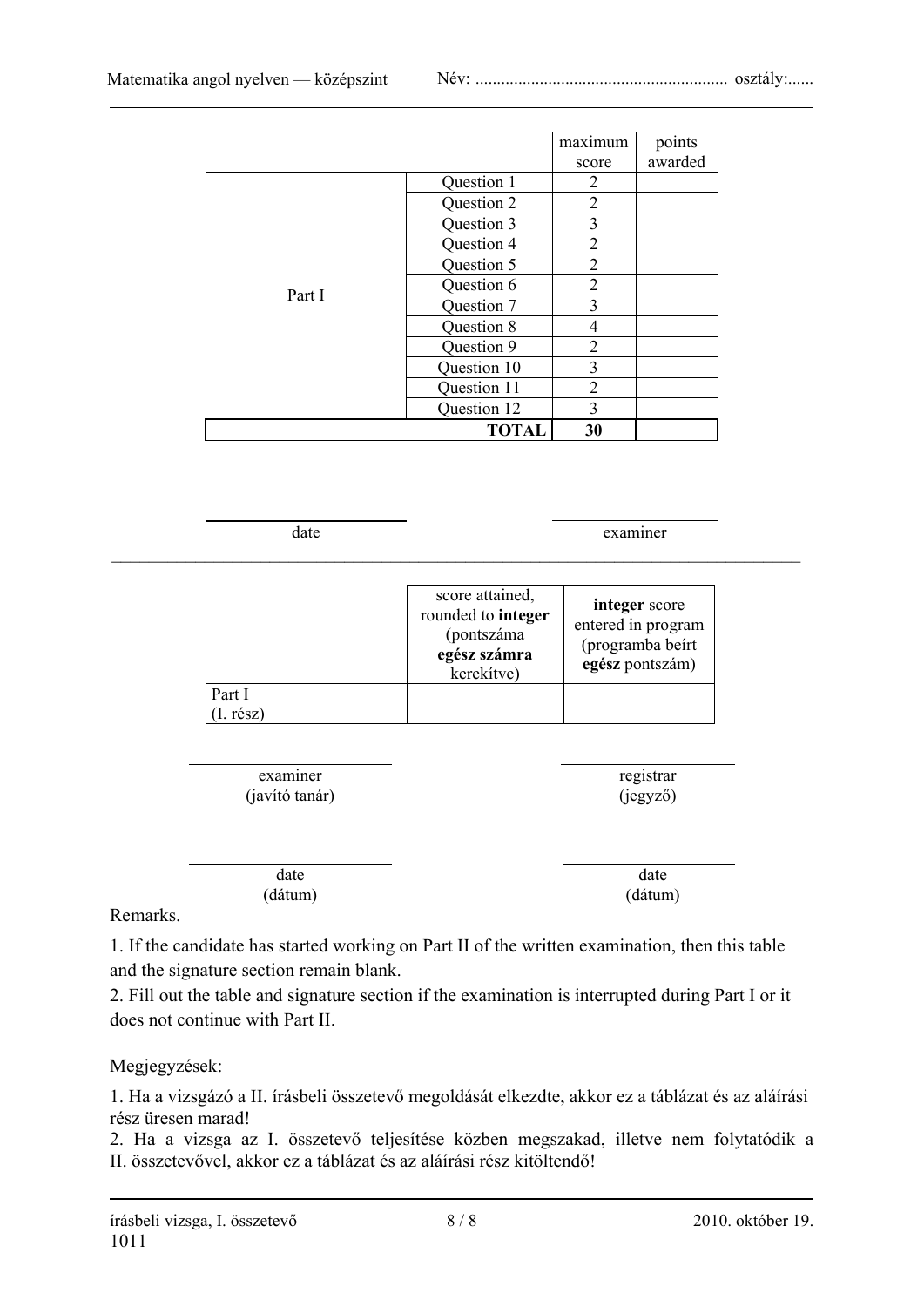| | | maximum score | points awarded |
|---|---|---|---|
| Part I | Question 1 | 2 | |
| | Question 2 | 2 | |
| | Question 3 | 3 | |
| | Question 4 | 2 | |
| | Question 5 | 2 | |
| | Question 6 | 2 | |
| | Question 7 | 3 | |
| | Question 8 | 4 | |
| | Question 9 | 2 | |
| | Question 10 | 3 | |
| | Question 11 | 2 | |
| | Question 12 | 3 | |
| | **TOTAL** | **30** | |

date

examiner

| | score attained, rounded to **integer** (pontszáma **egész számra** kerekítve) | **integer** score entered in program (programba beírt **egész** pontszám) |
|---|---|---|
| Part I (I. rész) | | |

examiner (javító tanár)

registrar (jegyző)

date (dátum)

date (dátum)

Remarks.

1. If the candidate has started working on Part II of the written examination, then this table and the signature section remain blank.
2. Fill out the table and signature section if the examination is interrupted during Part I or it does not continue with Part II.

Megjegyzések:

1. Ha a vizsgázó a II. írásbeli összetevő megoldását elkezdte, akkor ez a táblázat és az aláírási rész üresen marad!
2. Ha a vizsga az I. összetevő teljesítése közben megszakad, illetve nem folytatódik a II. összetevővel, akkor ez a táblázat és az aláírási rész kitöltendő!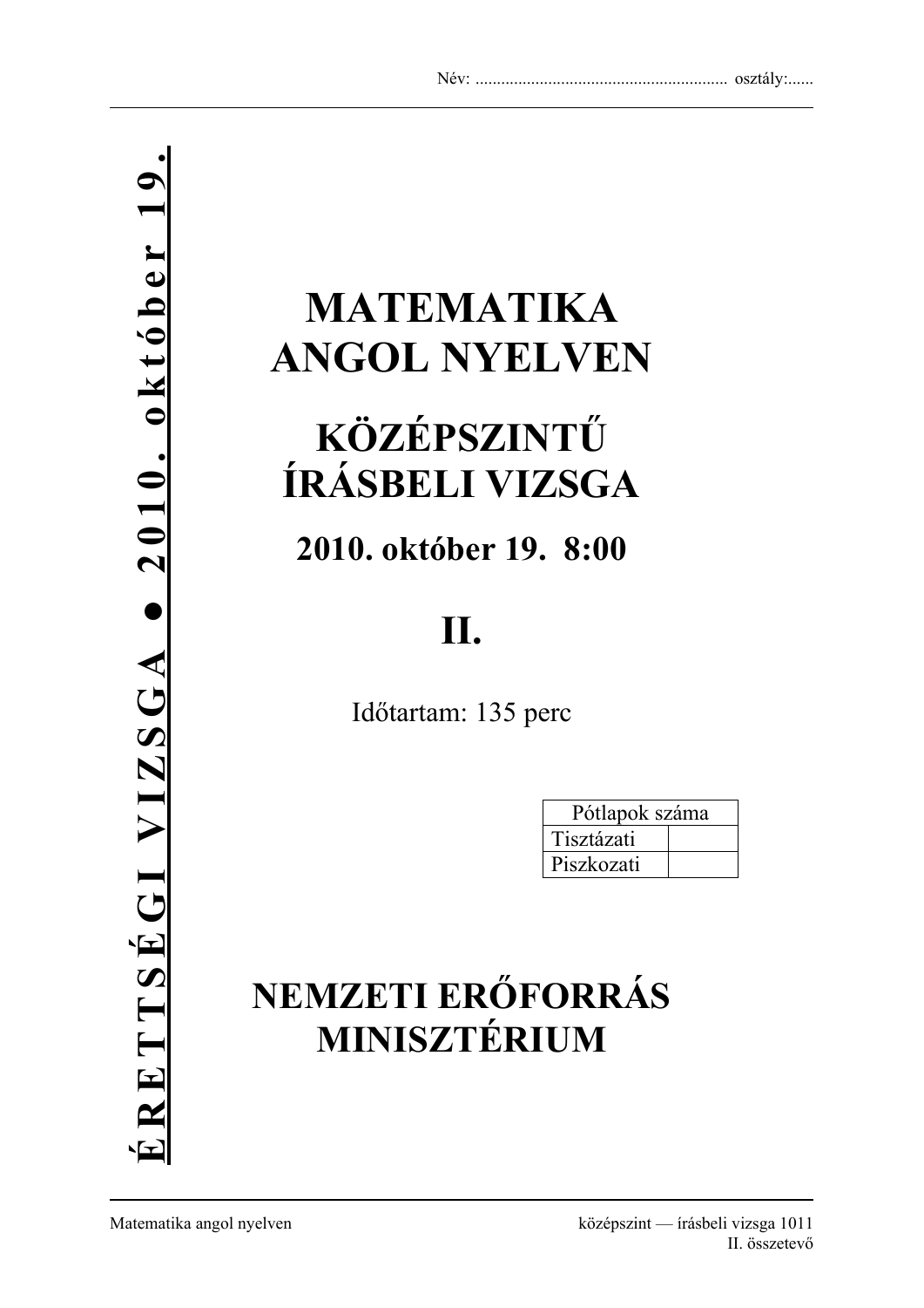Név: ........................................................... osztály:......

**ÉRETTSÉGI VIZSGA ● 2010. október 19.**

# MATEMATIKA ANGOL NYELVEN

# KÖZÉPSZINTŰ ÍRÁSBELI VIZSGA

## 2010. október 19. 8:00

# II.

Időtartam: 135 perc

| Pótlapok száma | |
|---|---|
| Tisztázati | |
| Piszkozati | |

# NEMZETI ERŐFORRÁS MINISZTÉRIUM

Matematika angol nyelven — középszint — írásbeli vizsga 1011 II. összetevő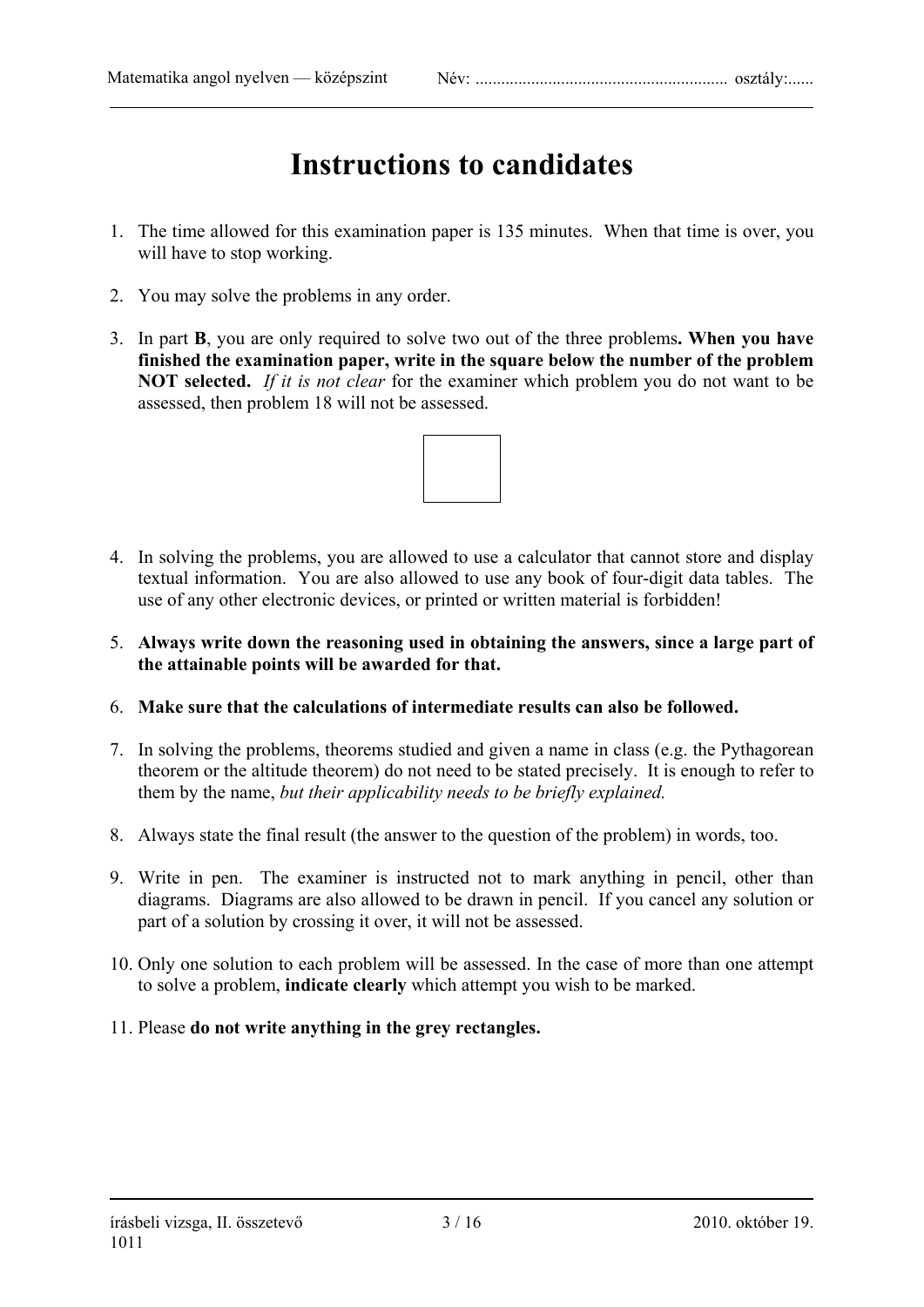# Instructions to candidates

1. The time allowed for this examination paper is 135 minutes. When that time is over, you will have to stop working.
2. You may solve the problems in any order.
3. In part **B**, you are only required to solve two out of the three problems**. When you have finished the examination paper, write in the square below the number of the problem NOT selected.** *If it is not clear* for the examiner which problem you do not want to be assessed, then problem 18 will not be assessed.

| |
|---|
| |

4. In solving the problems, you are allowed to use a calculator that cannot store and display textual information. You are also allowed to use any book of four-digit data tables. The use of any other electronic devices, or printed or written material is forbidden!
5. **Always write down the reasoning used in obtaining the answers, since a large part of the attainable points will be awarded for that.**
6. **Make sure that the calculations of intermediate results can also be followed.**
7. In solving the problems, theorems studied and given a name in class (e.g. the Pythagorean theorem or the altitude theorem) do not need to be stated precisely. It is enough to refer to them by the name, *but their applicability needs to be briefly explained.*
8. Always state the final result (the answer to the question of the problem) in words, too.
9. Write in pen. The examiner is instructed not to mark anything in pencil, other than diagrams. Diagrams are also allowed to be drawn in pencil. If you cancel any solution or part of a solution by crossing it over, it will not be assessed.
10. Only one solution to each problem will be assessed. In the case of more than one attempt to solve a problem, **indicate clearly** which attempt you wish to be marked.
11. Please **do not write anything in the grey rectangles.**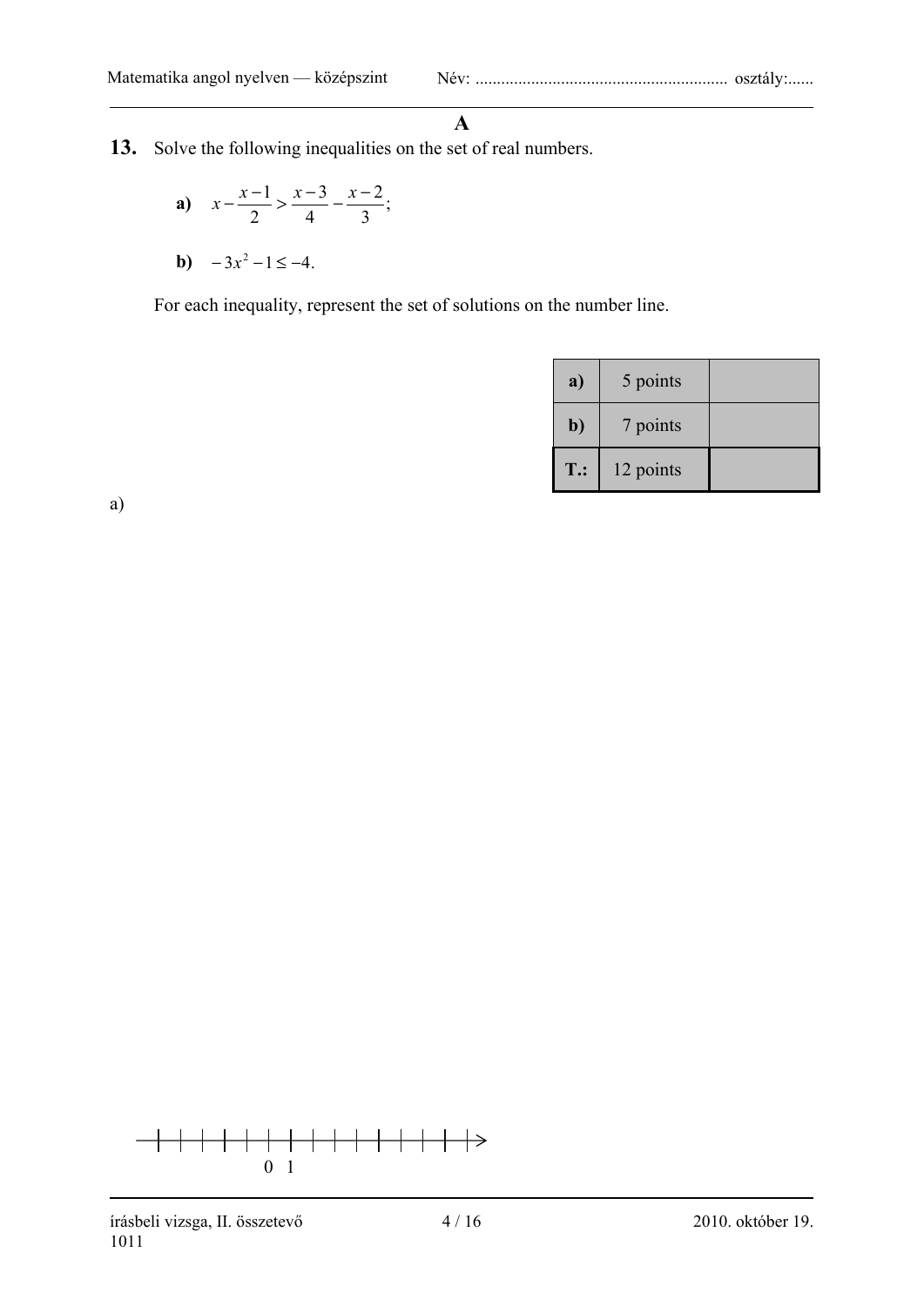**A**

**13.** Solve the following inequalities on the set of real numbers.

**a)** $x-\frac{x-1}{2}>\frac{x-3}{4}-\frac{x-2}{3}$;

**b)** $-3x^2-1\le -4$.

For each inequality, represent the set of solutions on the number line.

| | | |
|---|---|---|
| **a)** | 5 points | |
| **b)** | 7 points | |
| **T.:** | 12 points | |

a)

0 1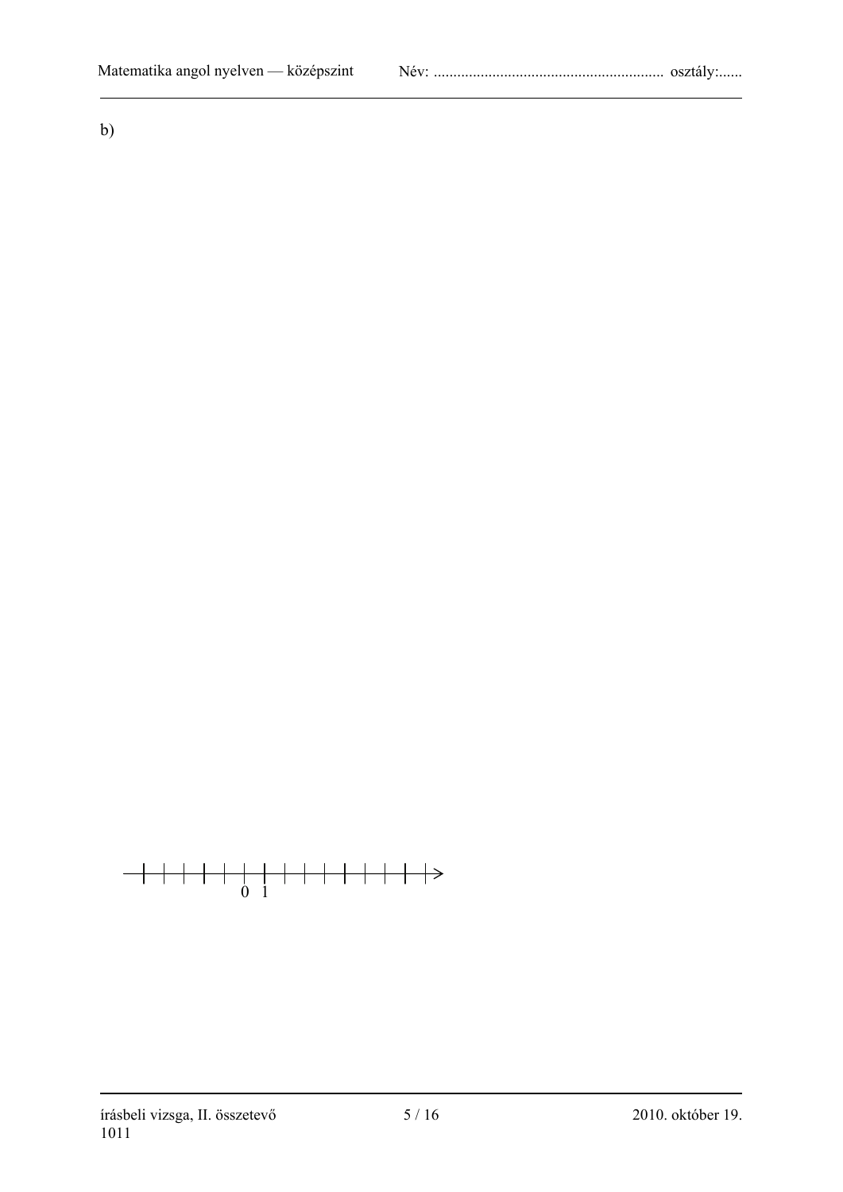b)

0 1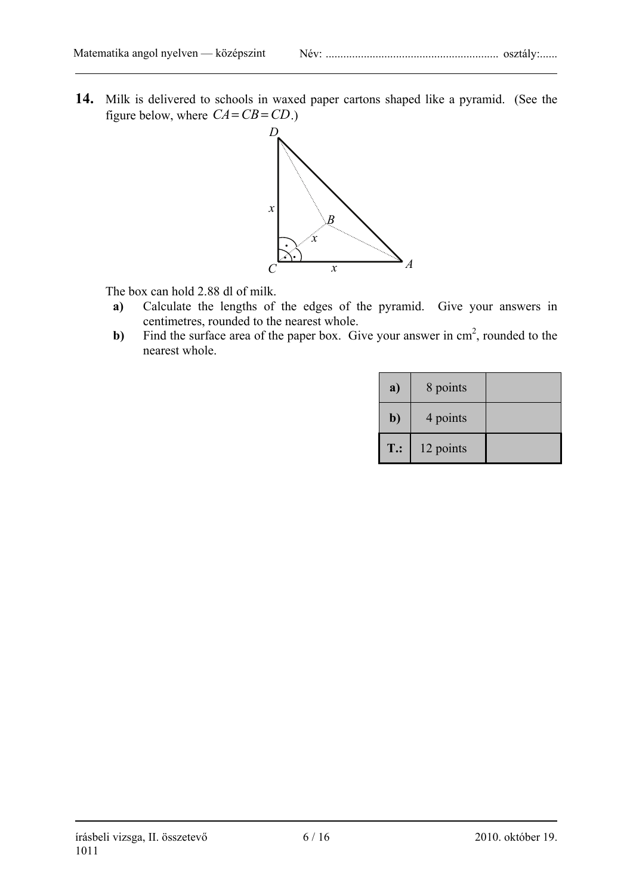**14.** Milk is delivered to schools in waxed paper cartons shaped like a pyramid. (See the figure below, where $CA = CB = CD$.)

The box can hold 2.88 dl of milk.

**a)** Calculate the lengths of the edges of the pyramid. Give your answers in centimetres, rounded to the nearest whole.

**b)** Find the surface area of the paper box. Give your answer in cm$^2$, rounded to the nearest whole.

| **a)** | 8 points | |
|---|---|---|
| **b)** | 4 points | |
| **T.:** | 12 points | |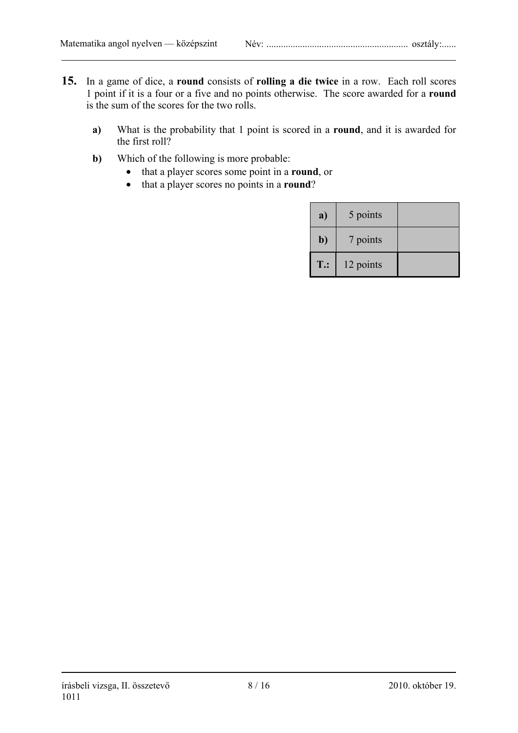**15.** In a game of dice, a **round** consists of **rolling a die twice** in a row. Each roll scores 1 point if it is a four or a five and no points otherwise. The score awarded for a **round** is the sum of the scores for the two rolls.

**a)** What is the probability that 1 point is scored in a **round**, and it is awarded for the first roll?

**b)** Which of the following is more probable:

- that a player scores some point in a **round**, or
- that a player scores no points in a **round**?

| | | |
|---|---|---|
| **a)** | 5 points | |
| **b)** | 7 points | |
| **T.:** | 12 points | |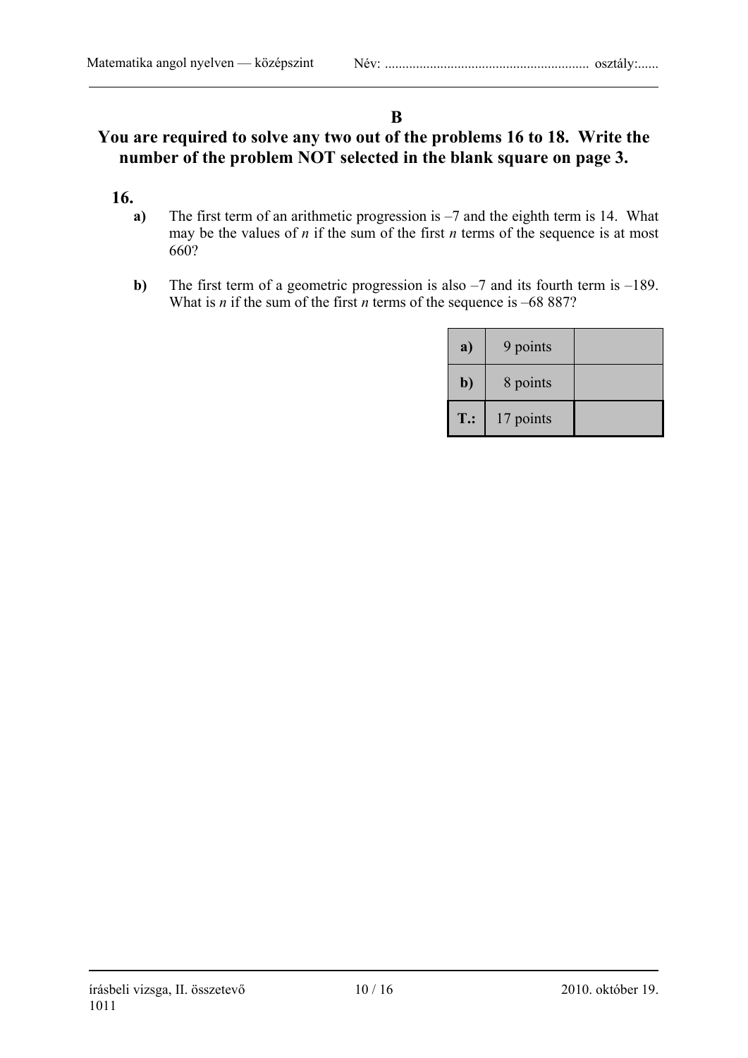# B

## You are required to solve any two out of the problems 16 to 18. Write the number of the problem NOT selected in the blank square on page 3.

**16.**

**a)** The first term of an arithmetic progression is –7 and the eighth term is 14. What may be the values of $n$ if the sum of the first $n$ terms of the sequence is at most 660?

**b)** The first term of a geometric progression is also –7 and its fourth term is –189. What is $n$ if the sum of the first $n$ terms of the sequence is –68 887?

| | | |
|---|---|---|
| **a)** | 9 points | |
| **b)** | 8 points | |
| **T.:** | 17 points | |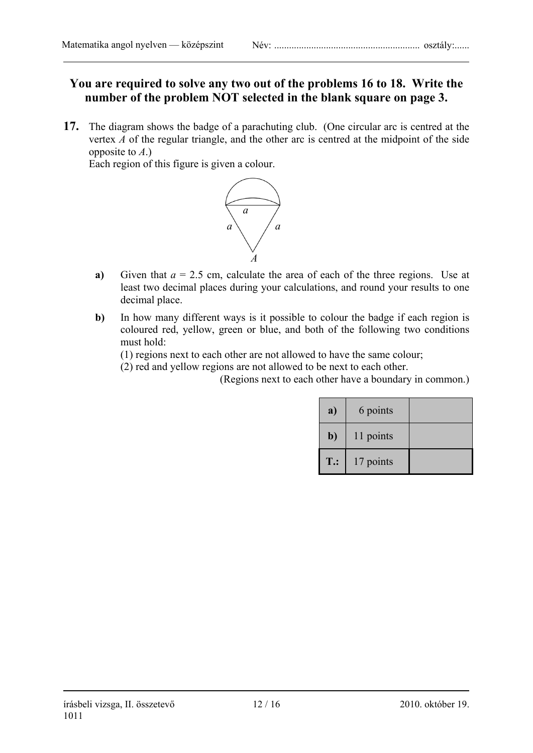**You are required to solve any two out of the problems 16 to 18. Write the number of the problem NOT selected in the blank square on page 3.**

**17.** The diagram shows the badge of a parachuting club. (One circular arc is centred at the vertex *A* of the regular triangle, and the other arc is centred at the midpoint of the side opposite to *A*.)
Each region of this figure is given a colour.

**a)** Given that $a = 2.5$ cm, calculate the area of each of the three regions. Use at least two decimal places during your calculations, and round your results to one decimal place.

**b)** In how many different ways is it possible to colour the badge if each region is coloured red, yellow, green or blue, and both of the following two conditions must hold:
(1) regions next to each other are not allowed to have the same colour;
(2) red and yellow regions are not allowed to be next to each other.
(Regions next to each other have a boundary in common.)

| | | |
|---|---|---|
| **a)** | 6 points | |
| **b)** | 11 points | |
| **T.:** | 17 points | |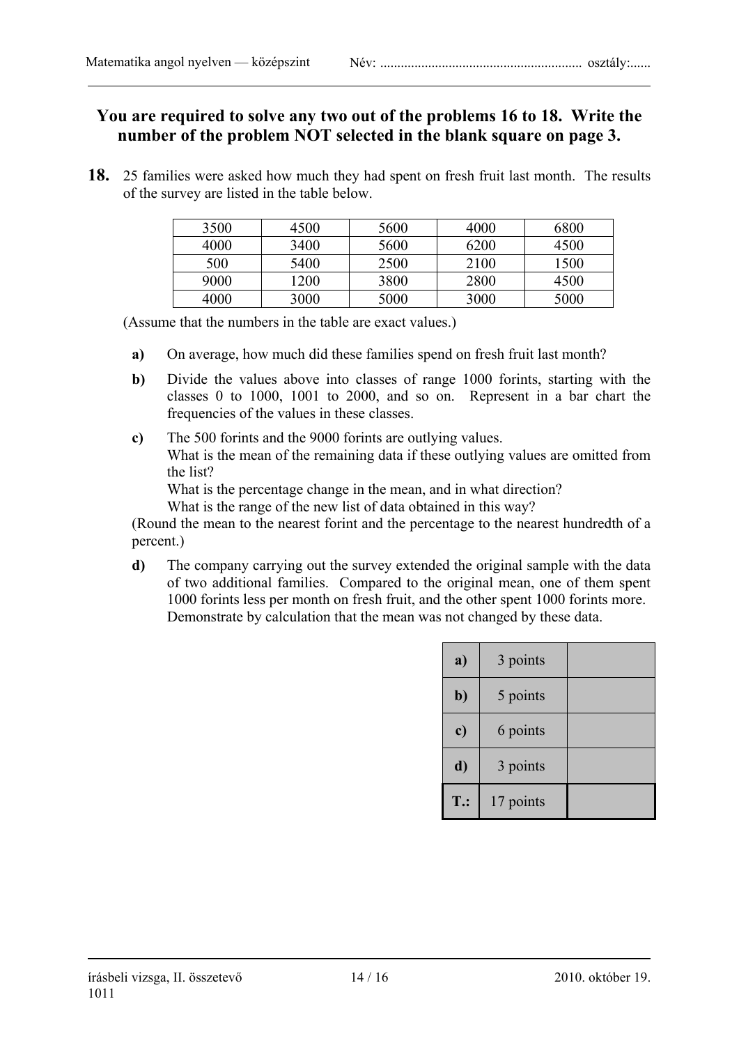**You are required to solve any two out of the problems 16 to 18. Write the number of the problem NOT selected in the blank square on page 3.**

**18.** 25 families were asked how much they had spent on fresh fruit last month. The results of the survey are listed in the table below.

| | | | | |
|---|---|---|---|---|
| 3500 | 4500 | 5600 | 4000 | 6800 |
| 4000 | 3400 | 5600 | 6200 | 4500 |
| 500 | 5400 | 2500 | 2100 | 1500 |
| 9000 | 1200 | 3800 | 2800 | 4500 |
| 4000 | 3000 | 5000 | 3000 | 5000 |

(Assume that the numbers in the table are exact values.)

**a)** On average, how much did these families spend on fresh fruit last month?

**b)** Divide the values above into classes of range 1000 forints, starting with the classes 0 to 1000, 1001 to 2000, and so on. Represent in a bar chart the frequencies of the values in these classes.

**c)** The 500 forints and the 9000 forints are outlying values.
What is the mean of the remaining data if these outlying values are omitted from the list?
What is the percentage change in the mean, and in what direction?
What is the range of the new list of data obtained in this way?

(Round the mean to the nearest forint and the percentage to the nearest hundredth of a percent.)

**d)** The company carrying out the survey extended the original sample with the data of two additional families. Compared to the original mean, one of them spent 1000 forints less per month on fresh fruit, and the other spent 1000 forints more. Demonstrate by calculation that the mean was not changed by these data.

| | | |
|---|---|---|
| **a)** | 3 points | |
| **b)** | 5 points | |
| **c)** | 6 points | |
| **d)** | 3 points | |
| **T.:** | 17 points | |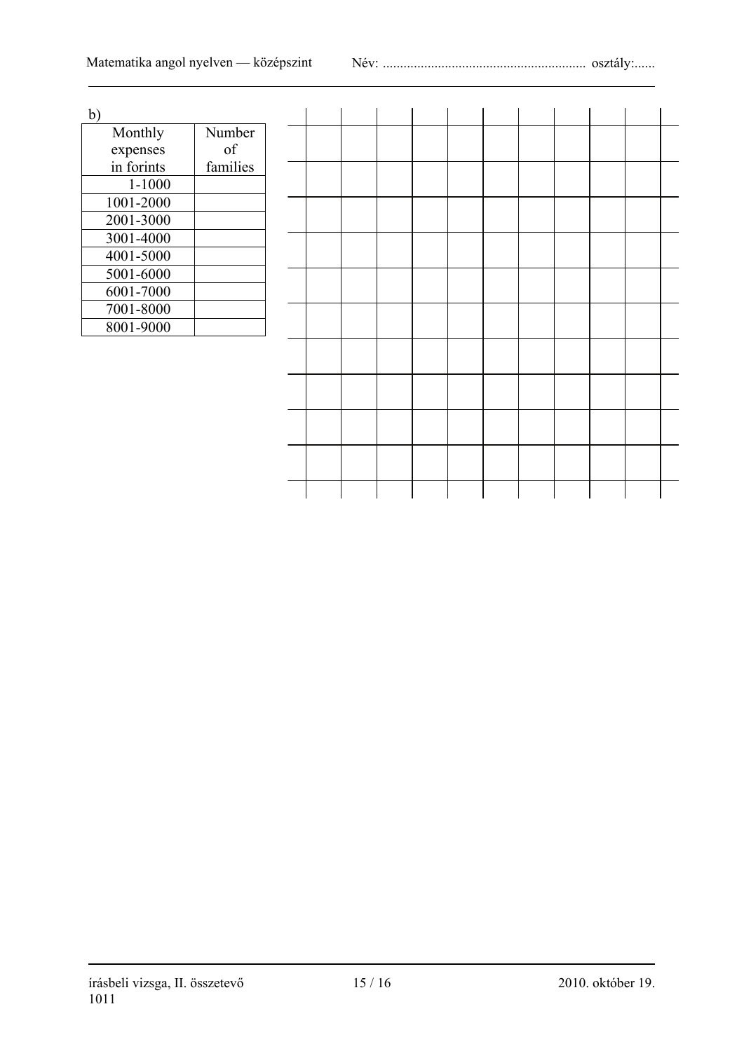b)

| Monthly expenses in forints | Number of families |
|---|---|
| 1-1000 | |
| 1001-2000 | |
| 2001-3000 | |
| 3001-4000 | |
| 4001-5000 | |
| 5001-6000 | |
| 6001-7000 | |
| 7001-8000 | |
| 8001-9000 | |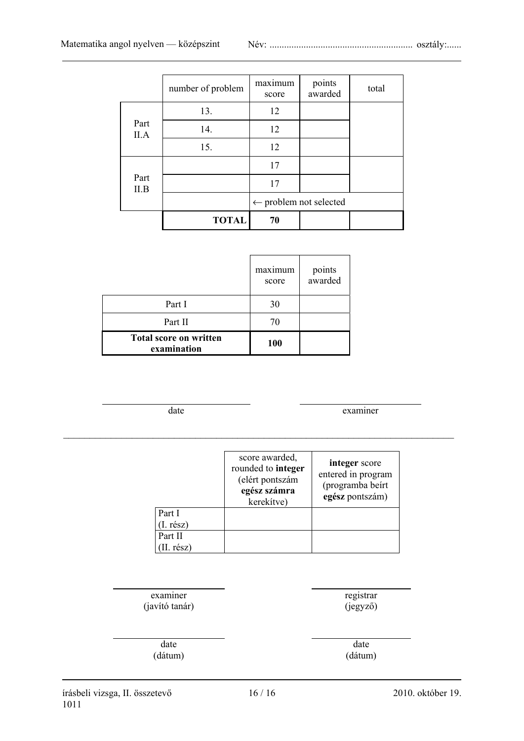| | number of problem | maximum score | points awarded | total |
|---|---|---|---|---|
| Part II.A | 13. | 12 | | |
| | 14. | 12 | | |
| | 15. | 12 | | |
| Part II.B | | 17 | | |
| | | 17 | | |
| | | ← problem not selected | | |
| | **TOTAL** | **70** | | |

| | maximum score | points awarded |
|---|---|---|
| Part I | 30 | |
| Part II | 70 | |
| **Total score on written examination** | **100** | |

date

examiner

| | score awarded, rounded to **integer** (elért pontszám **egész számra** kerekítve) | **integer** score entered in program (programba beírt **egész** pontszám) |
|---|---|---|
| Part I (I. rész) | | |
| Part II (II. rész) | | |

examiner (javító tanár)

registrar (jegyző)

date (dátum)

date (dátum)